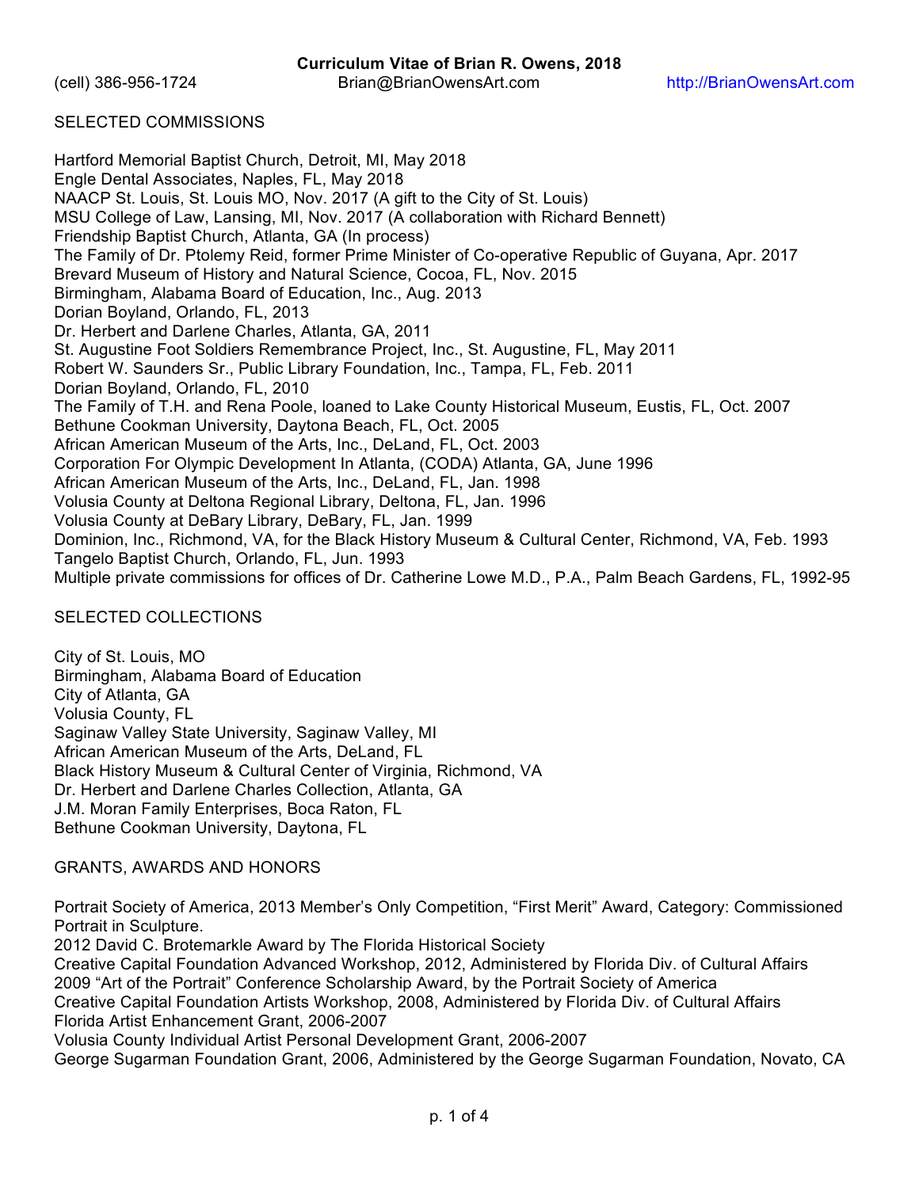# Curriculum Vitae of Brian R. Owens, 2018

(cell) 386-956-1724 Brian@BrianOwensArt.com http://BrianOwensArt.com

## SELECTED COMMISSIONS

Hartford Memorial Baptist Church, Detroit, MI, May 2018
Engle Dental Associates, Naples, FL, May 2018
NAACP St. Louis, St. Louis MO, Nov. 2017 (A gift to the City of St. Louis)
MSU College of Law, Lansing, MI, Nov. 2017 (A collaboration with Richard Bennett)
Friendship Baptist Church, Atlanta, GA (In process)
The Family of Dr. Ptolemy Reid, former Prime Minister of Co-operative Republic of Guyana, Apr. 2017
Brevard Museum of History and Natural Science, Cocoa, FL, Nov. 2015
Birmingham, Alabama Board of Education, Inc., Aug. 2013
Dorian Boyland, Orlando, FL, 2013
Dr. Herbert and Darlene Charles, Atlanta, GA, 2011
St. Augustine Foot Soldiers Remembrance Project, Inc., St. Augustine, FL, May 2011
Robert W. Saunders Sr., Public Library Foundation, Inc., Tampa, FL, Feb. 2011
Dorian Boyland, Orlando, FL, 2010
The Family of T.H. and Rena Poole, loaned to Lake County Historical Museum, Eustis, FL, Oct. 2007
Bethune Cookman University, Daytona Beach, FL, Oct. 2005
African American Museum of the Arts, Inc., DeLand, FL, Oct. 2003
Corporation For Olympic Development In Atlanta, (CODA) Atlanta, GA, June 1996
African American Museum of the Arts, Inc., DeLand, FL, Jan. 1998
Volusia County at Deltona Regional Library, Deltona, FL, Jan. 1996
Volusia County at DeBary Library, DeBary, FL, Jan. 1999
Dominion, Inc., Richmond, VA, for the Black History Museum & Cultural Center, Richmond, VA, Feb. 1993
Tangelo Baptist Church, Orlando, FL, Jun. 1993
Multiple private commissions for offices of Dr. Catherine Lowe M.D., P.A., Palm Beach Gardens, FL, 1992-95

## SELECTED COLLECTIONS

City of St. Louis, MO
Birmingham, Alabama Board of Education
City of Atlanta, GA
Volusia County, FL
Saginaw Valley State University, Saginaw Valley, MI
African American Museum of the Arts, DeLand, FL
Black History Museum & Cultural Center of Virginia, Richmond, VA
Dr. Herbert and Darlene Charles Collection, Atlanta, GA
J.M. Moran Family Enterprises, Boca Raton, FL
Bethune Cookman University, Daytona, FL

## GRANTS, AWARDS AND HONORS

Portrait Society of America, 2013 Member's Only Competition, "First Merit" Award, Category: Commissioned Portrait in Sculpture.
2012 David C. Brotemarkle Award by The Florida Historical Society
Creative Capital Foundation Advanced Workshop, 2012, Administered by Florida Div. of Cultural Affairs
2009 "Art of the Portrait" Conference Scholarship Award, by the Portrait Society of America
Creative Capital Foundation Artists Workshop, 2008, Administered by Florida Div. of Cultural Affairs
Florida Artist Enhancement Grant, 2006-2007
Volusia County Individual Artist Personal Development Grant, 2006-2007
George Sugarman Foundation Grant, 2006, Administered by the George Sugarman Foundation, Novato, CA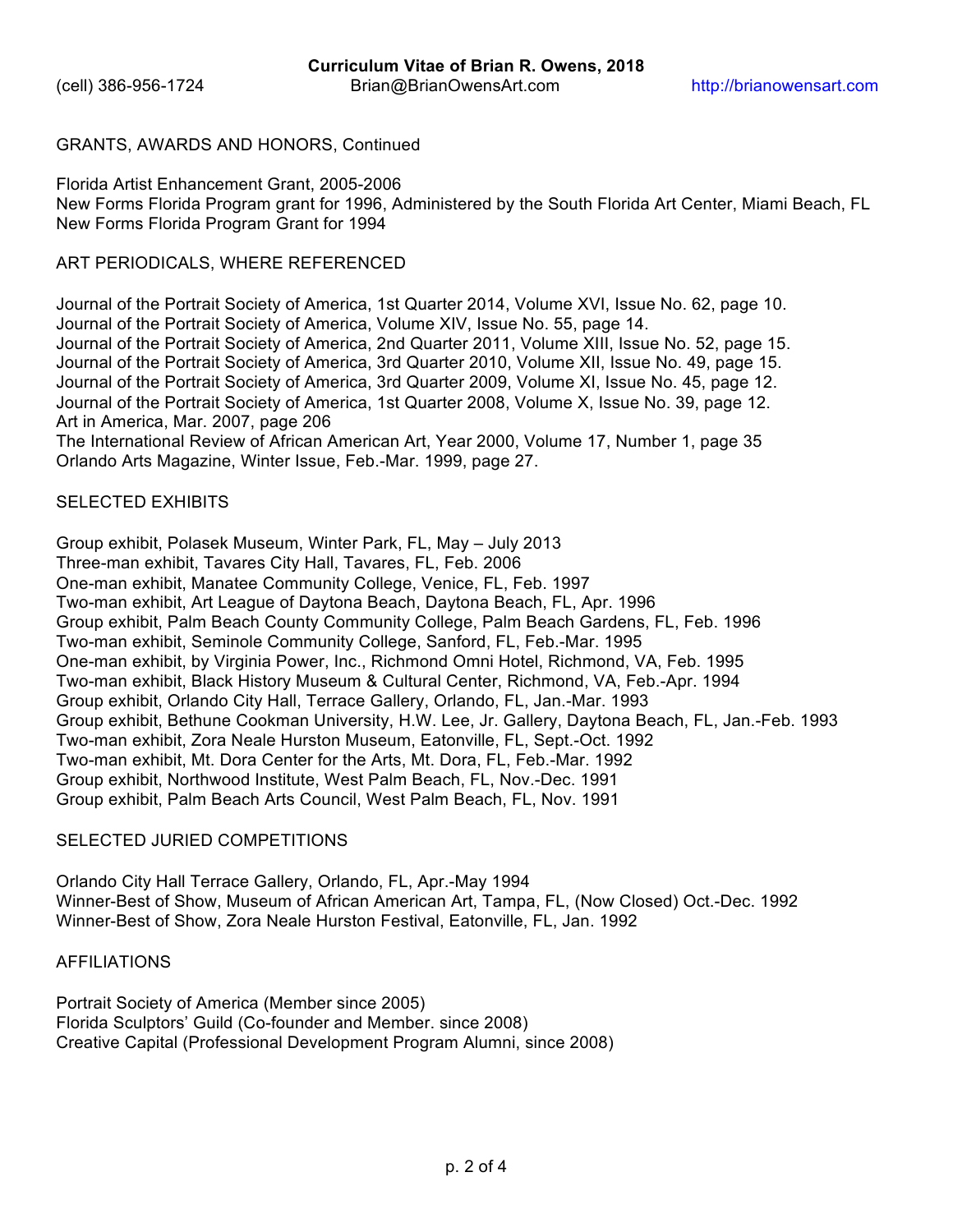GRANTS, AWARDS AND HONORS, Continued

Florida Artist Enhancement Grant, 2005-2006
New Forms Florida Program grant for 1996, Administered by the South Florida Art Center, Miami Beach, FL
New Forms Florida Program Grant for 1994

ART PERIODICALS, WHERE REFERENCED

Journal of the Portrait Society of America, 1st Quarter 2014, Volume XVI, Issue No. 62, page 10.
Journal of the Portrait Society of America, Volume XIV, Issue No. 55, page 14.
Journal of the Portrait Society of America, 2nd Quarter 2011, Volume XIII, Issue No. 52, page 15.
Journal of the Portrait Society of America, 3rd Quarter 2010, Volume XII, Issue No. 49, page 15.
Journal of the Portrait Society of America, 3rd Quarter 2009, Volume XI, Issue No. 45, page 12.
Journal of the Portrait Society of America, 1st Quarter 2008, Volume X, Issue No. 39, page 12.
Art in America, Mar. 2007, page 206
The International Review of African American Art, Year 2000, Volume 17, Number 1, page 35
Orlando Arts Magazine, Winter Issue, Feb.-Mar. 1999, page 27.

SELECTED EXHIBITS

Group exhibit, Polasek Museum, Winter Park, FL, May – July 2013
Three-man exhibit, Tavares City Hall, Tavares, FL, Feb. 2006
One-man exhibit, Manatee Community College, Venice, FL, Feb. 1997
Two-man exhibit, Art League of Daytona Beach, Daytona Beach, FL, Apr. 1996
Group exhibit, Palm Beach County Community College, Palm Beach Gardens, FL, Feb. 1996
Two-man exhibit, Seminole Community College, Sanford, FL, Feb.-Mar. 1995
One-man exhibit, by Virginia Power, Inc., Richmond Omni Hotel, Richmond, VA, Feb. 1995
Two-man exhibit, Black History Museum & Cultural Center, Richmond, VA, Feb.-Apr. 1994
Group exhibit, Orlando City Hall, Terrace Gallery, Orlando, FL, Jan.-Mar. 1993
Group exhibit, Bethune Cookman University, H.W. Lee, Jr. Gallery, Daytona Beach, FL, Jan.-Feb. 1993
Two-man exhibit, Zora Neale Hurston Museum, Eatonville, FL, Sept.-Oct. 1992
Two-man exhibit, Mt. Dora Center for the Arts, Mt. Dora, FL, Feb.-Mar. 1992
Group exhibit, Northwood Institute, West Palm Beach, FL, Nov.-Dec. 1991
Group exhibit, Palm Beach Arts Council, West Palm Beach, FL, Nov. 1991

SELECTED JURIED COMPETITIONS

Orlando City Hall Terrace Gallery, Orlando, FL, Apr.-May 1994
Winner-Best of Show, Museum of African American Art, Tampa, FL, (Now Closed) Oct.-Dec. 1992
Winner-Best of Show, Zora Neale Hurston Festival, Eatonville, FL, Jan. 1992

AFFILIATIONS

Portrait Society of America (Member since 2005)
Florida Sculptors' Guild (Co-founder and Member. since 2008)
Creative Capital (Professional Development Program Alumni, since 2008)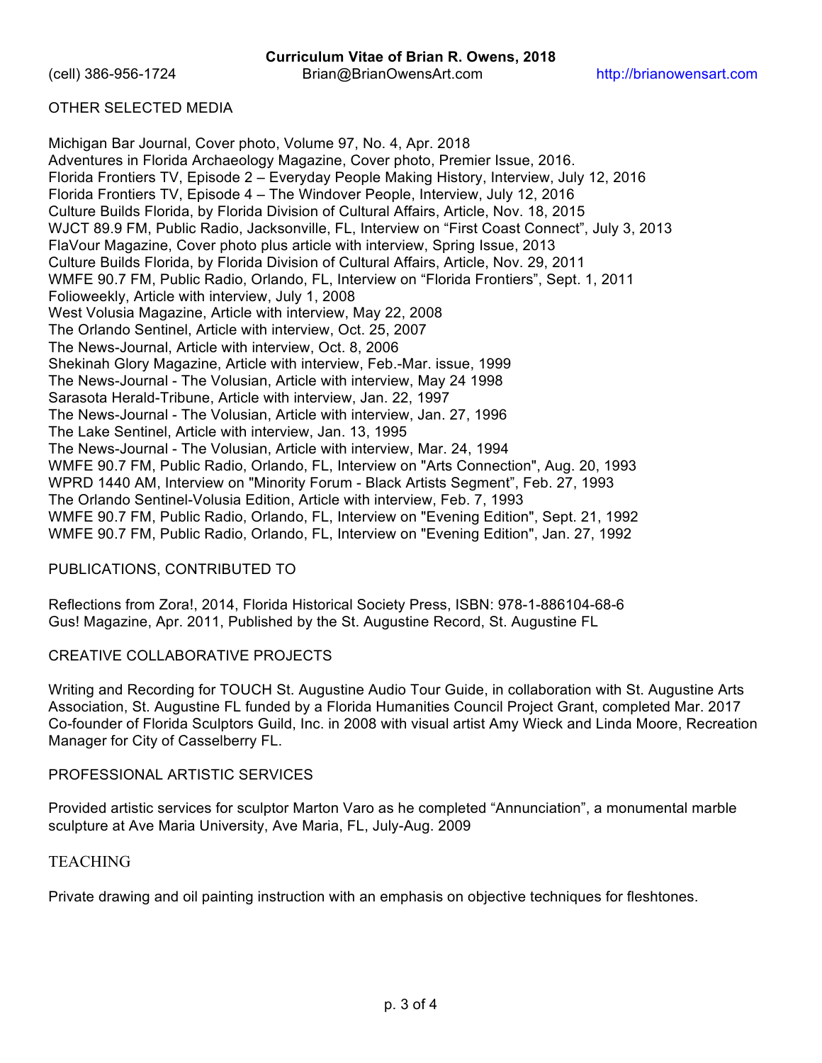## OTHER SELECTED MEDIA

Michigan Bar Journal, Cover photo, Volume 97, No. 4, Apr. 2018
Adventures in Florida Archaeology Magazine, Cover photo, Premier Issue, 2016.
Florida Frontiers TV, Episode 2 – Everyday People Making History, Interview, July 12, 2016
Florida Frontiers TV, Episode 4 – The Windover People, Interview, July 12, 2016
Culture Builds Florida, by Florida Division of Cultural Affairs, Article, Nov. 18, 2015
WJCT 89.9 FM, Public Radio, Jacksonville, FL, Interview on "First Coast Connect", July 3, 2013
FlaVour Magazine, Cover photo plus article with interview, Spring Issue, 2013
Culture Builds Florida, by Florida Division of Cultural Affairs, Article, Nov. 29, 2011
WMFE 90.7 FM, Public Radio, Orlando, FL, Interview on "Florida Frontiers", Sept. 1, 2011
Folioweekly, Article with interview, July 1, 2008
West Volusia Magazine, Article with interview, May 22, 2008
The Orlando Sentinel, Article with interview, Oct. 25, 2007
The News-Journal, Article with interview, Oct. 8, 2006
Shekinah Glory Magazine, Article with interview, Feb.-Mar. issue, 1999
The News-Journal - The Volusian, Article with interview, May 24 1998
Sarasota Herald-Tribune, Article with interview, Jan. 22, 1997
The News-Journal - The Volusian, Article with interview, Jan. 27, 1996
The Lake Sentinel, Article with interview, Jan. 13, 1995
The News-Journal - The Volusian, Article with interview, Mar. 24, 1994
WMFE 90.7 FM, Public Radio, Orlando, FL, Interview on "Arts Connection", Aug. 20, 1993
WPRD 1440 AM, Interview on "Minority Forum - Black Artists Segment", Feb. 27, 1993
The Orlando Sentinel-Volusia Edition, Article with interview, Feb. 7, 1993
WMFE 90.7 FM, Public Radio, Orlando, FL, Interview on "Evening Edition", Sept. 21, 1992
WMFE 90.7 FM, Public Radio, Orlando, FL, Interview on "Evening Edition", Jan. 27, 1992

## PUBLICATIONS, CONTRIBUTED TO

Reflections from Zora!, 2014, Florida Historical Society Press, ISBN: 978-1-886104-68-6
Gus! Magazine, Apr. 2011, Published by the St. Augustine Record, St. Augustine FL

## CREATIVE COLLABORATIVE PROJECTS

Writing and Recording for TOUCH St. Augustine Audio Tour Guide, in collaboration with St. Augustine Arts Association, St. Augustine FL funded by a Florida Humanities Council Project Grant, completed Mar. 2017
Co-founder of Florida Sculptors Guild, Inc. in 2008 with visual artist Amy Wieck and Linda Moore, Recreation Manager for City of Casselberry FL.

## PROFESSIONAL ARTISTIC SERVICES

Provided artistic services for sculptor Marton Varo as he completed "Annunciation", a monumental marble sculpture at Ave Maria University, Ave Maria, FL, July-Aug. 2009

## TEACHING

Private drawing and oil painting instruction with an emphasis on objective techniques for fleshtones.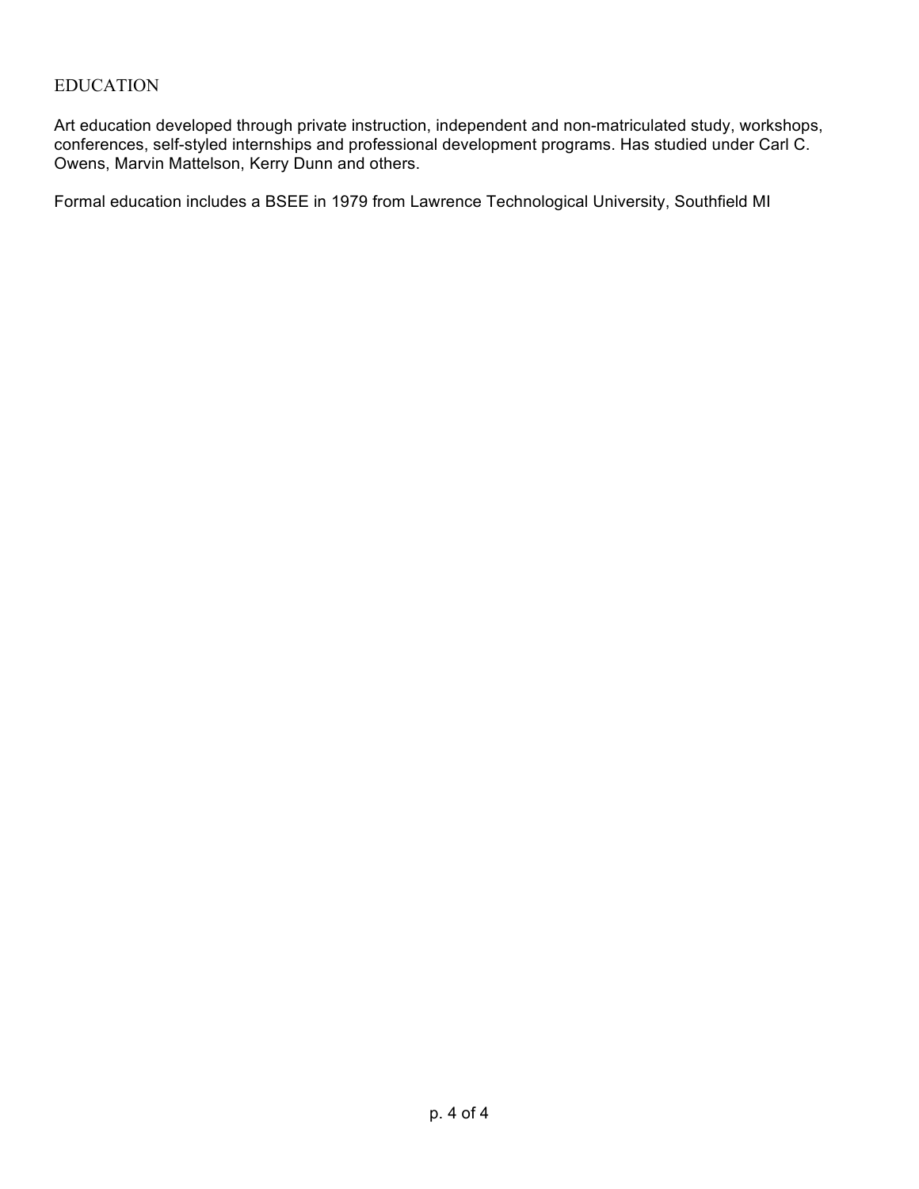## EDUCATION

Art education developed through private instruction, independent and non-matriculated study, workshops, conferences, self-styled internships and professional development programs. Has studied under Carl C. Owens, Marvin Mattelson, Kerry Dunn and others.

Formal education includes a BSEE in 1979 from Lawrence Technological University, Southfield MI